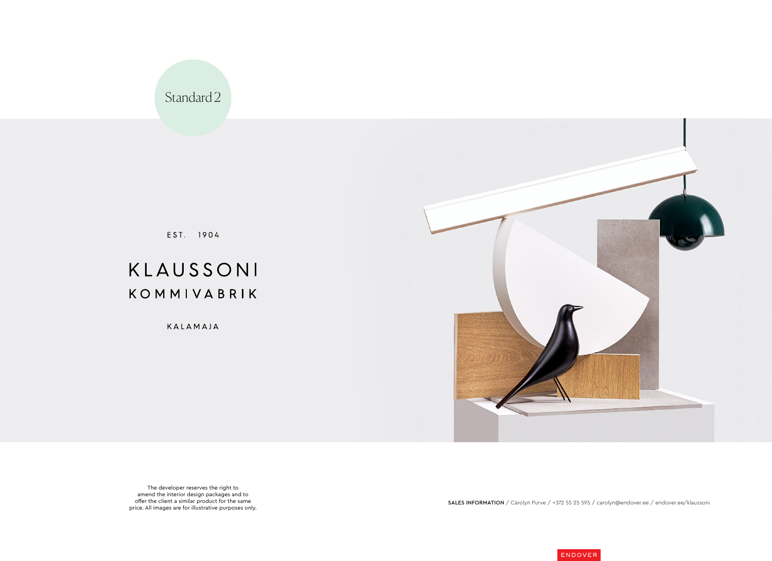Standard 2

EST. 1904

# KLAUSSONI
## KOMMIVABRIK

KALAMAJA

The developer reserves the right to amend the interior design packages and to offer the client a similar product for the same price. All images are for illustrative purposes only.

**SALES INFORMATION** / Cärolyn Purve / +372 55 25 595 / carolyn@endover.ee / endover.ee/klaussoni

ENDOVER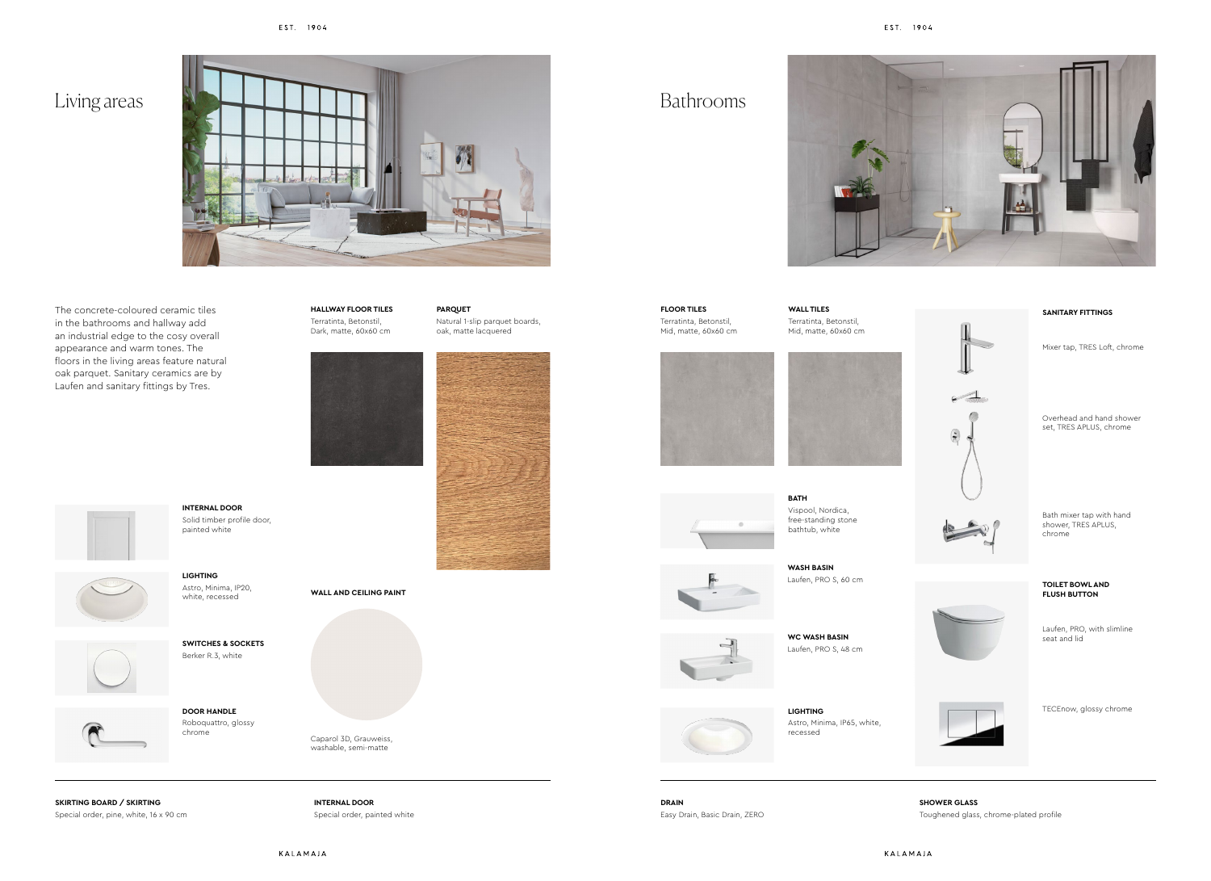# Living areas

The concrete-coloured ceramic tiles in the bathrooms and hallway add an industrial edge to the cosy overall appearance and warm tones. The floors in the living areas feature natural oak parquet. Sanitary ceramics are by Laufen and sanitary fittings by Tres.

**HALLWAY FLOOR TILES**
Terratinta, Betonstil, Dark, matte, 60x60 cm

**PARQUET**
Natural 1-slip parquet boards, oak, matte lacquered

**INTERNAL DOOR**
Solid timber profile door, painted white

**LIGHTING**
Astro, Minima, IP20, white, recessed

**SWITCHES & SOCKETS**
Berker R.3, white

**DOOR HANDLE**
Roboquattro, glossy chrome

**WALL AND CEILING PAINT**
Caparol 3D, Grauweiss, washable, semi-matte

**SKIRTING BOARD / SKIRTING**
Special order, pine, white, 16 x 90 cm

**INTERNAL DOOR**
Special order, painted white

# Bathrooms

**FLOOR TILES**
Terratinta, Betonstil, Mid, matte, 60x60 cm

**WALL TILES**
Terratinta, Betonstil, Mid, matte, 60x60 cm

**SANITARY FITTINGS**

Mixer tap, TRES Loft, chrome

Overhead and hand shower set, TRES APLUS, chrome

Bath mixer tap with hand shower, TRES APLUS, chrome

**BATH**
Vispool, Nordica, free-standing stone bathtub, white

**WASH BASIN**
Laufen, PRO S, 60 cm

**WC WASH BASIN**
Laufen, PRO S, 48 cm

**LIGHTING**
Astro, Minima, IP65, white, recessed

**TOILET BOWL AND FLUSH BUTTON**

Laufen, PRO, with slimline seat and lid

TECEnow, glossy chrome

**DRAIN**
Easy Drain, Basic Drain, ZERO

**SHOWER GLASS**
Toughened glass, chrome-plated profile